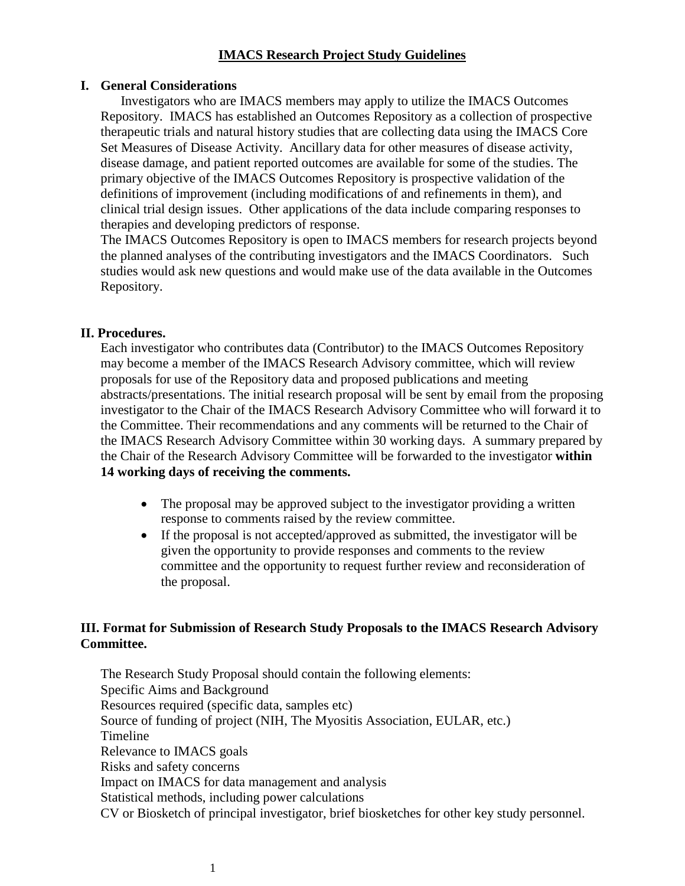# **IMACS Research Project Study Guidelines**

## I. General Considerations

Investigators who are IMACS members may apply to utilize the IMACS Outcomes Repository. IMACS has established an Outcomes Repository as a collection of prospective therapeutic trials and natural history studies that are collecting data using the IMACS Core Set Measures of Disease Activity. Ancillary data for other measures of disease activity, disease damage, and patient reported outcomes are available for some of the studies. The primary objective of the IMACS Outcomes Repository is prospective validation of the definitions of improvement (including modifications of and refinements in them), and clinical trial design issues. Other applications of the data include comparing responses to therapies and developing predictors of response.

The IMACS Outcomes Repository is open to IMACS members for research projects beyond the planned analyses of the contributing investigators and the IMACS Coordinators. Such studies would ask new questions and would make use of the data available in the Outcomes Repository.

## II. Procedures.

Each investigator who contributes data (Contributor) to the IMACS Outcomes Repository may become a member of the IMACS Research Advisory committee, which will review proposals for use of the Repository data and proposed publications and meeting abstracts/presentations. The initial research proposal will be sent by email from the proposing investigator to the Chair of the IMACS Research Advisory Committee who will forward it to the Committee. Their recommendations and any comments will be returned to the Chair of the IMACS Research Advisory Committee within 30 working days. A summary prepared by the Chair of the Research Advisory Committee will be forwarded to the investigator **within 14 working days of receiving the comments.**

- The proposal may be approved subject to the investigator providing a written response to comments raised by the review committee.
- If the proposal is not accepted/approved as submitted, the investigator will be given the opportunity to provide responses and comments to the review committee and the opportunity to request further review and reconsideration of the proposal.

## III. Format for Submission of Research Study Proposals to the IMACS Research Advisory Committee.

The Research Study Proposal should contain the following elements:

Specific Aims and Background  
Resources required (specific data, samples etc)  
Source of funding of project (NIH, The Myositis Association, EULAR, etc.)  
Timeline  
Relevance to IMACS goals  
Risks and safety concerns  
Impact on IMACS for data management and analysis  
Statistical methods, including power calculations  
CV or Biosketch of principal investigator, brief biosketches for other key study personnel.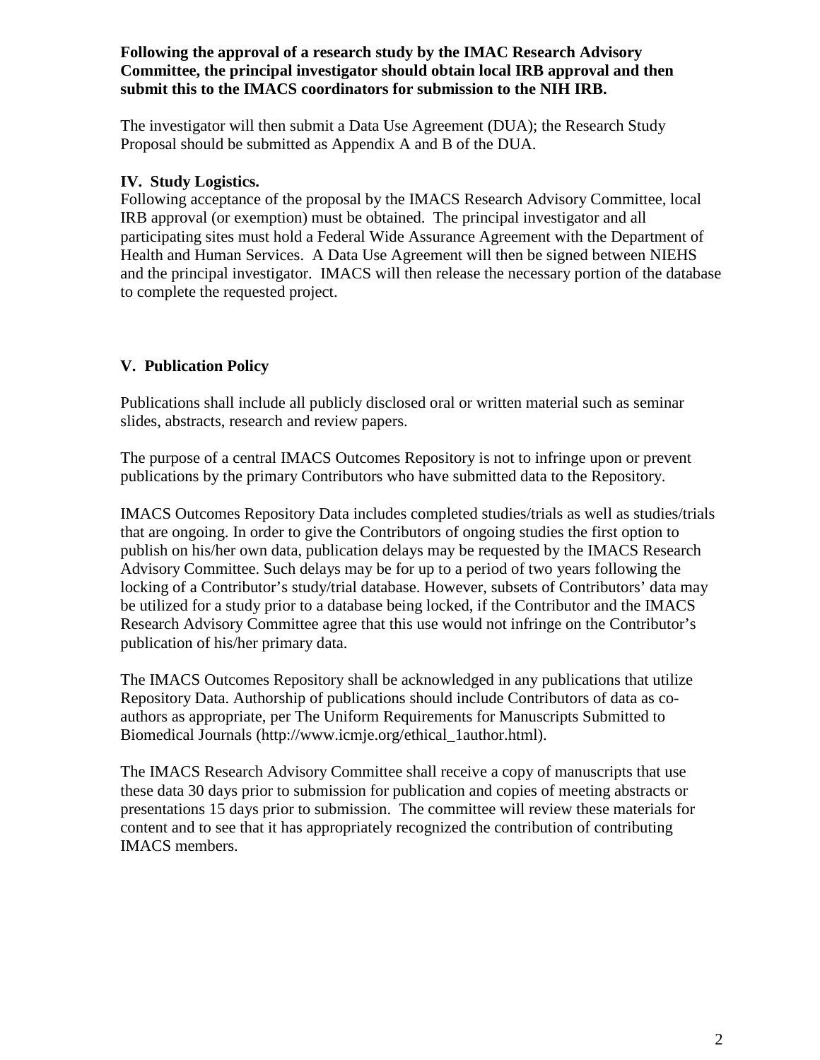**Following the approval of a research study by the IMAC Research Advisory Committee, the principal investigator should obtain local IRB approval and then submit this to the IMACS coordinators for submission to the NIH IRB.**

The investigator will then submit a Data Use Agreement (DUA); the Research Study Proposal should be submitted as Appendix A and B of the DUA.

## IV. Study Logistics.

Following acceptance of the proposal by the IMACS Research Advisory Committee, local IRB approval (or exemption) must be obtained. The principal investigator and all participating sites must hold a Federal Wide Assurance Agreement with the Department of Health and Human Services. A Data Use Agreement will then be signed between NIEHS and the principal investigator. IMACS will then release the necessary portion of the database to complete the requested project.

## V. Publication Policy

Publications shall include all publicly disclosed oral or written material such as seminar slides, abstracts, research and review papers.

The purpose of a central IMACS Outcomes Repository is not to infringe upon or prevent publications by the primary Contributors who have submitted data to the Repository.

IMACS Outcomes Repository Data includes completed studies/trials as well as studies/trials that are ongoing. In order to give the Contributors of ongoing studies the first option to publish on his/her own data, publication delays may be requested by the IMACS Research Advisory Committee. Such delays may be for up to a period of two years following the locking of a Contributor's study/trial database. However, subsets of Contributors' data may be utilized for a study prior to a database being locked, if the Contributor and the IMACS Research Advisory Committee agree that this use would not infringe on the Contributor's publication of his/her primary data.

The IMACS Outcomes Repository shall be acknowledged in any publications that utilize Repository Data. Authorship of publications should include Contributors of data as co-authors as appropriate, per The Uniform Requirements for Manuscripts Submitted to Biomedical Journals (http://www.icmje.org/ethical_1author.html).

The IMACS Research Advisory Committee shall receive a copy of manuscripts that use these data 30 days prior to submission for publication and copies of meeting abstracts or presentations 15 days prior to submission. The committee will review these materials for content and to see that it has appropriately recognized the contribution of contributing IMACS members.